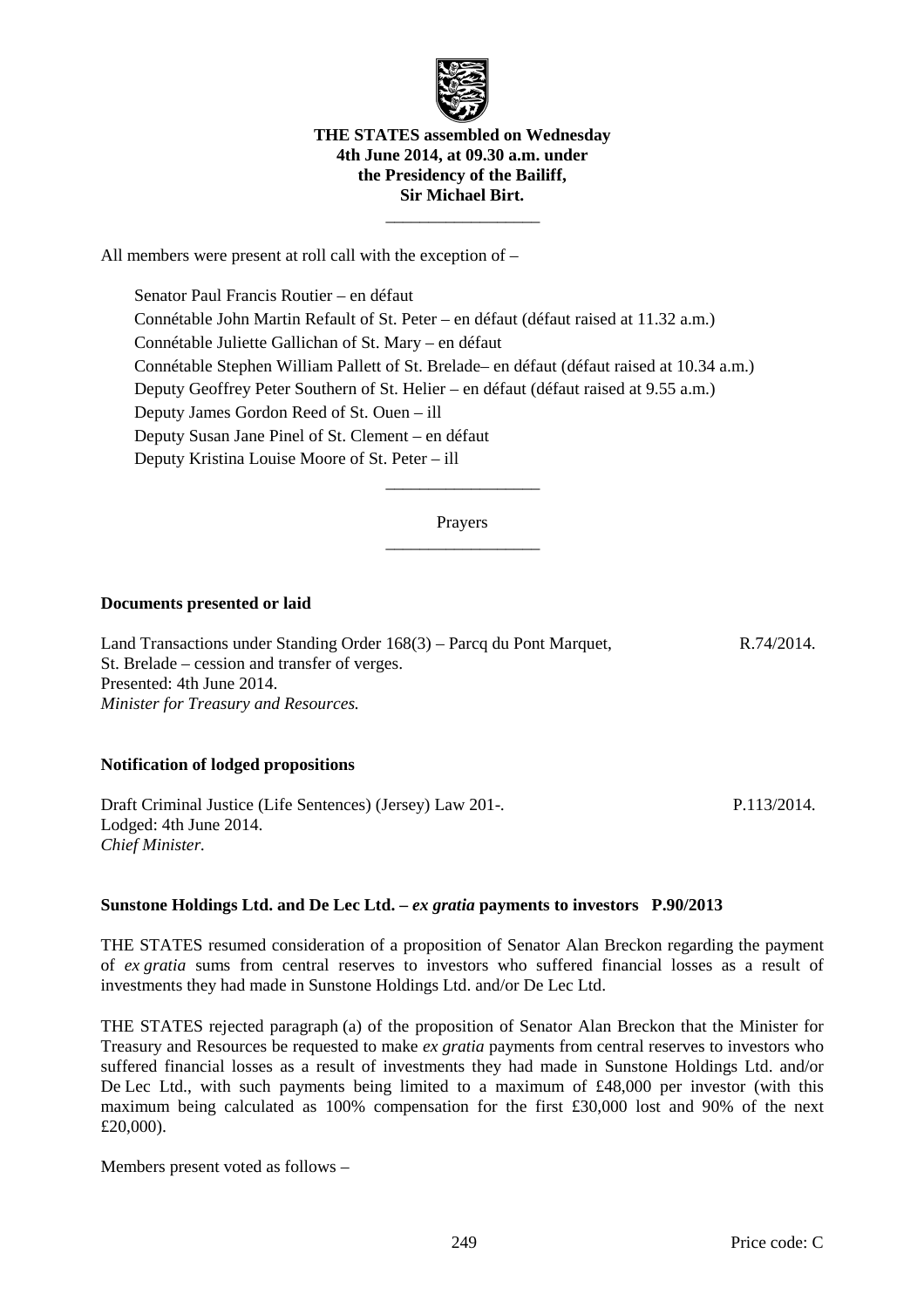**THE STATES assembled on Wednesday 4th June 2014, at 09.30 a.m. under the Presidency of the Bailiff, Sir Michael Birt.**

---

All members were present at roll call with the exception of –

Senator Paul Francis Routier – en défaut
Connétable John Martin Refault of St. Peter – en défaut (défaut raised at 11.32 a.m.)
Connétable Juliette Gallichan of St. Mary – en défaut
Connétable Stephen William Pallett of St. Brelade– en défaut (défaut raised at 10.34 a.m.)
Deputy Geoffrey Peter Southern of St. Helier – en défaut (défaut raised at 9.55 a.m.)
Deputy James Gordon Reed of St. Ouen – ill
Deputy Susan Jane Pinel of St. Clement – en défaut
Deputy Kristina Louise Moore of St. Peter – ill

---

Prayers

---

**Documents presented or laid**

Land Transactions under Standing Order 168(3) – Parcq du Pont Marquet, St. Brelade – cession and transfer of verges. R.74/2014.
Presented: 4th June 2014.
*Minister for Treasury and Resources.*

**Notification of lodged propositions**

Draft Criminal Justice (Life Sentences) (Jersey) Law 201-. P.113/2014.
Lodged: 4th June 2014.
*Chief Minister.*

**Sunstone Holdings Ltd. and De Lec Ltd. – *ex gratia* payments to investors P.90/2013**

THE STATES resumed consideration of a proposition of Senator Alan Breckon regarding the payment of *ex gratia* sums from central reserves to investors who suffered financial losses as a result of investments they had made in Sunstone Holdings Ltd. and/or De Lec Ltd.

THE STATES rejected paragraph (a) of the proposition of Senator Alan Breckon that the Minister for Treasury and Resources be requested to make *ex gratia* payments from central reserves to investors who suffered financial losses as a result of investments they had made in Sunstone Holdings Ltd. and/or De Lec Ltd., with such payments being limited to a maximum of £48,000 per investor (with this maximum being calculated as 100% compensation for the first £30,000 lost and 90% of the next £20,000).

Members present voted as follows –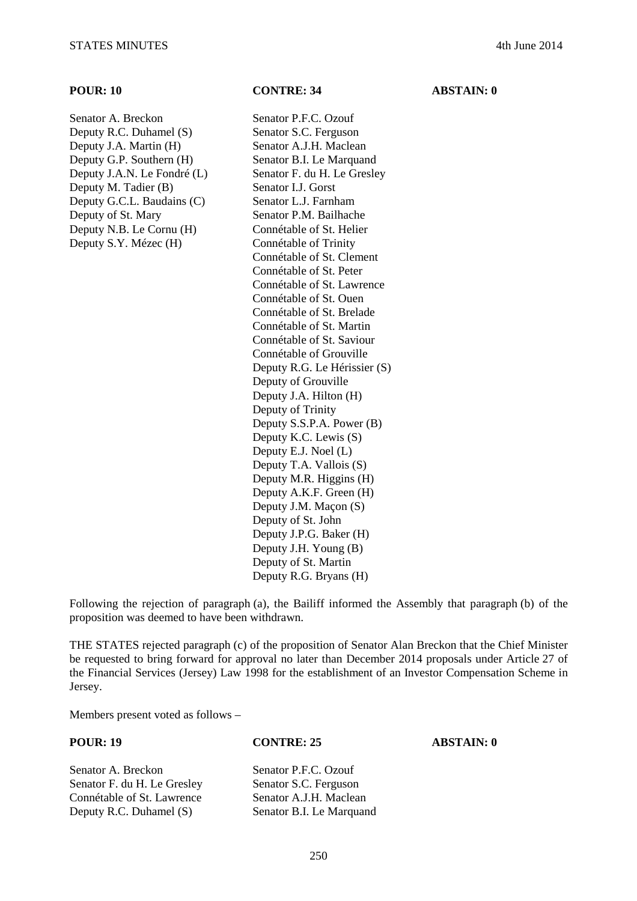| POUR: 10 | CONTRE: 34 | ABSTAIN: 0 |
|---|---|---|
| Senator A. Breckon | Senator P.F.C. Ozouf | |
| Deputy R.C. Duhamel (S) | Senator S.C. Ferguson | |
| Deputy J.A. Martin (H) | Senator A.J.H. Maclean | |
| Deputy G.P. Southern (H) | Senator B.I. Le Marquand | |
| Deputy J.A.N. Le Fondré (L) | Senator F. du H. Le Gresley | |
| Deputy M. Tadier (B) | Senator I.J. Gorst | |
| Deputy G.C.L. Baudains (C) | Senator L.J. Farnham | |
| Deputy of St. Mary | Senator P.M. Bailhache | |
| Deputy N.B. Le Cornu (H) | Connétable of St. Helier | |
| Deputy S.Y. Mézec (H) | Connétable of Trinity | |
| | Connétable of St. Clement | |
| | Connétable of St. Peter | |
| | Connétable of St. Lawrence | |
| | Connétable of St. Ouen | |
| | Connétable of St. Brelade | |
| | Connétable of St. Martin | |
| | Connétable of St. Saviour | |
| | Connétable of Grouville | |
| | Deputy R.G. Le Hérissier (S) | |
| | Deputy of Grouville | |
| | Deputy J.A. Hilton (H) | |
| | Deputy of Trinity | |
| | Deputy S.S.P.A. Power (B) | |
| | Deputy K.C. Lewis (S) | |
| | Deputy E.J. Noel (L) | |
| | Deputy T.A. Vallois (S) | |
| | Deputy M.R. Higgins (H) | |
| | Deputy A.K.F. Green (H) | |
| | Deputy J.M. Maçon (S) | |
| | Deputy of St. John | |
| | Deputy J.P.G. Baker (H) | |
| | Deputy J.H. Young (B) | |
| | Deputy of St. Martin | |
| | Deputy R.G. Bryans (H) | |

Following the rejection of paragraph (a), the Bailiff informed the Assembly that paragraph (b) of the proposition was deemed to have been withdrawn.

THE STATES rejected paragraph (c) of the proposition of Senator Alan Breckon that the Chief Minister be requested to bring forward for approval no later than December 2014 proposals under Article 27 of the Financial Services (Jersey) Law 1998 for the establishment of an Investor Compensation Scheme in Jersey.

Members present voted as follows –

| POUR: 19 | CONTRE: 25 | ABSTAIN: 0 |
|---|---|---|
| Senator A. Breckon | Senator P.F.C. Ozouf | |
| Senator F. du H. Le Gresley | Senator S.C. Ferguson | |
| Connétable of St. Lawrence | Senator A.J.H. Maclean | |
| Deputy R.C. Duhamel (S) | Senator B.I. Le Marquand | |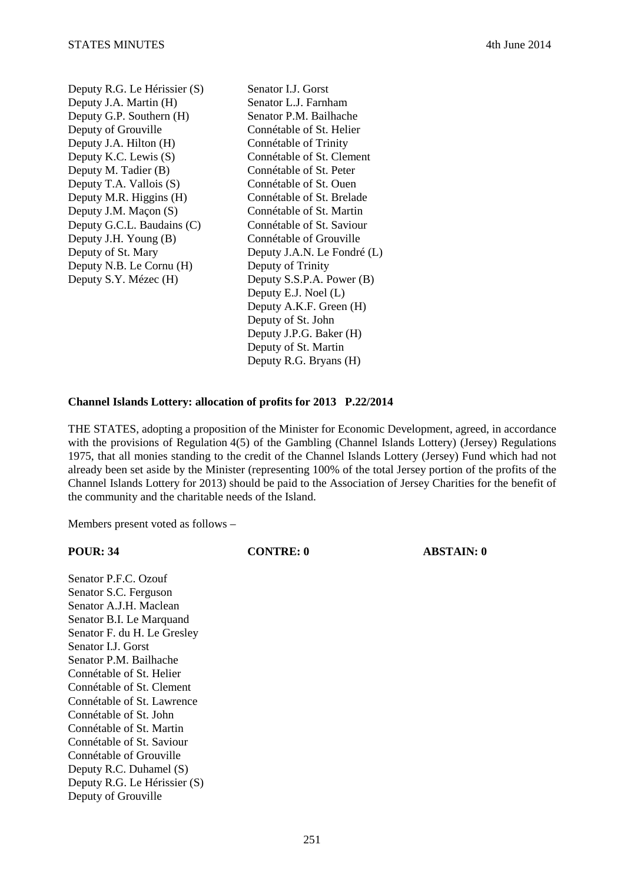| | |
|---|---|
| Deputy R.G. Le Hérissier (S) | Senator I.J. Gorst |
| Deputy J.A. Martin (H) | Senator L.J. Farnham |
| Deputy G.P. Southern (H) | Senator P.M. Bailhache |
| Deputy of Grouville | Connétable of St. Helier |
| Deputy J.A. Hilton (H) | Connétable of Trinity |
| Deputy K.C. Lewis (S) | Connétable of St. Clement |
| Deputy M. Tadier (B) | Connétable of St. Peter |
| Deputy T.A. Vallois (S) | Connétable of St. Ouen |
| Deputy M.R. Higgins (H) | Connétable of St. Brelade |
| Deputy J.M. Maçon (S) | Connétable of St. Martin |
| Deputy G.C.L. Baudains (C) | Connétable of St. Saviour |
| Deputy J.H. Young (B) | Connétable of Grouville |
| Deputy of St. Mary | Deputy J.A.N. Le Fondré (L) |
| Deputy N.B. Le Cornu (H) | Deputy of Trinity |
| Deputy S.Y. Mézec (H) | Deputy S.S.P.A. Power (B) |
| | Deputy E.J. Noel (L) |
| | Deputy A.K.F. Green (H) |
| | Deputy of St. John |
| | Deputy J.P.G. Baker (H) |
| | Deputy of St. Martin |
| | Deputy R.G. Bryans (H) |

**Channel Islands Lottery: allocation of profits for 2013 P.22/2014**

THE STATES, adopting a proposition of the Minister for Economic Development, agreed, in accordance with the provisions of Regulation 4(5) of the Gambling (Channel Islands Lottery) (Jersey) Regulations 1975, that all monies standing to the credit of the Channel Islands Lottery (Jersey) Fund which had not already been set aside by the Minister (representing 100% of the total Jersey portion of the profits of the Channel Islands Lottery for 2013) should be paid to the Association of Jersey Charities for the benefit of the community and the charitable needs of the Island.

Members present voted as follows –

| **POUR: 34** | **CONTRE: 0** | **ABSTAIN: 0** |
|---|---|---|
| Senator P.F.C. Ozouf | | |
| Senator S.C. Ferguson | | |
| Senator A.J.H. Maclean | | |
| Senator B.I. Le Marquand | | |
| Senator F. du H. Le Gresley | | |
| Senator I.J. Gorst | | |
| Senator P.M. Bailhache | | |
| Connétable of St. Helier | | |
| Connétable of St. Clement | | |
| Connétable of St. Lawrence | | |
| Connétable of St. John | | |
| Connétable of St. Martin | | |
| Connétable of St. Saviour | | |
| Connétable of Grouville | | |
| Deputy R.C. Duhamel (S) | | |
| Deputy R.G. Le Hérissier (S) | | |
| Deputy of Grouville | | |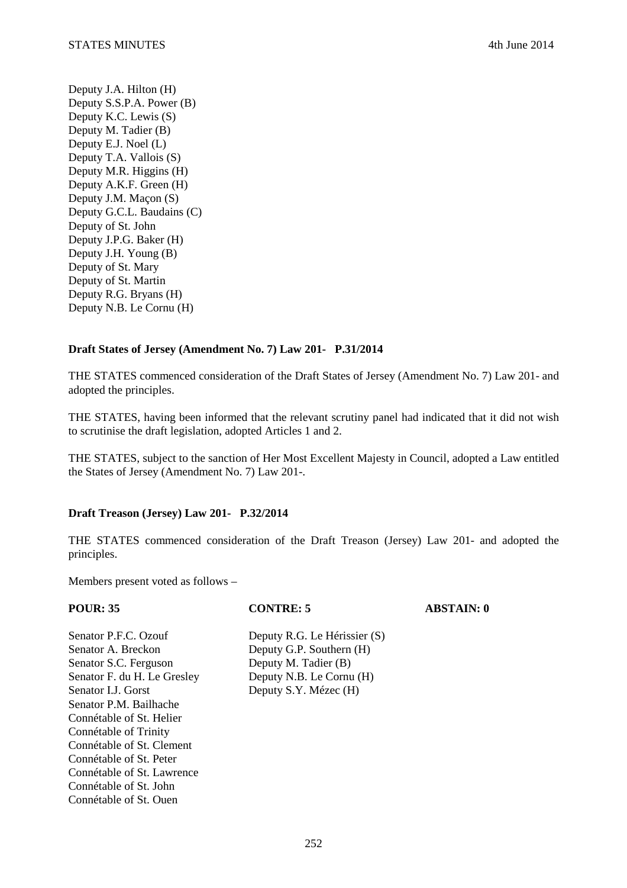Deputy J.A. Hilton (H)
Deputy S.S.P.A. Power (B)
Deputy K.C. Lewis (S)
Deputy M. Tadier (B)
Deputy E.J. Noel (L)
Deputy T.A. Vallois (S)
Deputy M.R. Higgins (H)
Deputy A.K.F. Green (H)
Deputy J.M. Maçon (S)
Deputy G.C.L. Baudains (C)
Deputy of St. John
Deputy J.P.G. Baker (H)
Deputy J.H. Young (B)
Deputy of St. Mary
Deputy of St. Martin
Deputy R.G. Bryans (H)
Deputy N.B. Le Cornu (H)

**Draft States of Jersey (Amendment No. 7) Law 201- P.31/2014**

THE STATES commenced consideration of the Draft States of Jersey (Amendment No. 7) Law 201- and adopted the principles.

THE STATES, having been informed that the relevant scrutiny panel had indicated that it did not wish to scrutinise the draft legislation, adopted Articles 1 and 2.

THE STATES, subject to the sanction of Her Most Excellent Majesty in Council, adopted a Law entitled the States of Jersey (Amendment No. 7) Law 201-.

**Draft Treason (Jersey) Law 201- P.32/2014**

THE STATES commenced consideration of the Draft Treason (Jersey) Law 201- and adopted the principles.

Members present voted as follows –

| **POUR: 35** | **CONTRE: 5** | **ABSTAIN: 0** |
|---|---|---|
| Senator P.F.C. Ozouf | Deputy R.G. Le Hérissier (S) | |
| Senator A. Breckon | Deputy G.P. Southern (H) | |
| Senator S.C. Ferguson | Deputy M. Tadier (B) | |
| Senator F. du H. Le Gresley | Deputy N.B. Le Cornu (H) | |
| Senator I.J. Gorst | Deputy S.Y. Mézec (H) | |
| Senator P.M. Bailhache | | |
| Connétable of St. Helier | | |
| Connétable of Trinity | | |
| Connétable of St. Clement | | |
| Connétable of St. Peter | | |
| Connétable of St. Lawrence | | |
| Connétable of St. John | | |
| Connétable of St. Ouen | | |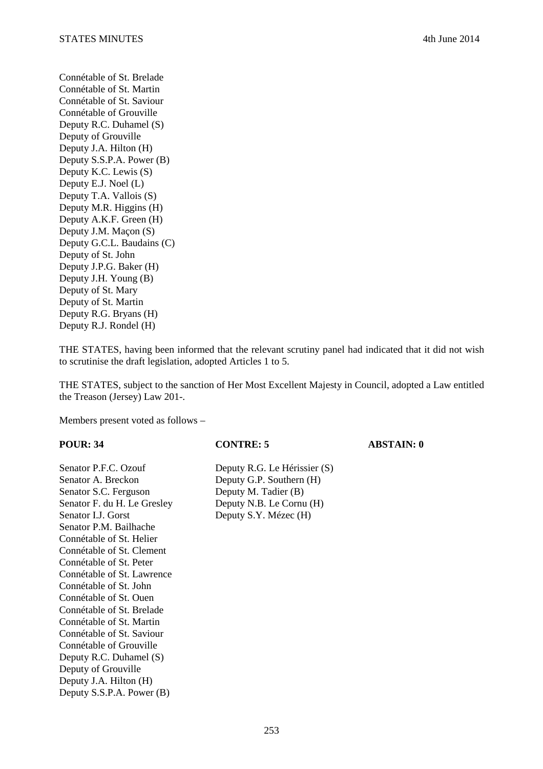Connétable of St. Brelade
Connétable of St. Martin
Connétable of St. Saviour
Connétable of Grouville
Deputy R.C. Duhamel (S)
Deputy of Grouville
Deputy J.A. Hilton (H)
Deputy S.S.P.A. Power (B)
Deputy K.C. Lewis (S)
Deputy E.J. Noel (L)
Deputy T.A. Vallois (S)
Deputy M.R. Higgins (H)
Deputy A.K.F. Green (H)
Deputy J.M. Maçon (S)
Deputy G.C.L. Baudains (C)
Deputy of St. John
Deputy J.P.G. Baker (H)
Deputy J.H. Young (B)
Deputy of St. Mary
Deputy of St. Martin
Deputy R.G. Bryans (H)
Deputy R.J. Rondel (H)

THE STATES, having been informed that the relevant scrutiny panel had indicated that it did not wish to scrutinise the draft legislation, adopted Articles 1 to 5.

THE STATES, subject to the sanction of Her Most Excellent Majesty in Council, adopted a Law entitled the Treason (Jersey) Law 201-.

Members present voted as follows –

| POUR: 34 | CONTRE: 5 | ABSTAIN: 0 |
|---|---|---|
| Senator P.F.C. Ozouf | Deputy R.G. Le Hérissier (S) | |
| Senator A. Breckon | Deputy G.P. Southern (H) | |
| Senator S.C. Ferguson | Deputy M. Tadier (B) | |
| Senator F. du H. Le Gresley | Deputy N.B. Le Cornu (H) | |
| Senator I.J. Gorst | Deputy S.Y. Mézec (H) | |
| Senator P.M. Bailhache | | |
| Connétable of St. Helier | | |
| Connétable of St. Clement | | |
| Connétable of St. Peter | | |
| Connétable of St. Lawrence | | |
| Connétable of St. John | | |
| Connétable of St. Ouen | | |
| Connétable of St. Brelade | | |
| Connétable of St. Martin | | |
| Connétable of St. Saviour | | |
| Connétable of Grouville | | |
| Deputy R.C. Duhamel (S) | | |
| Deputy of Grouville | | |
| Deputy J.A. Hilton (H) | | |
| Deputy S.S.P.A. Power (B) | | |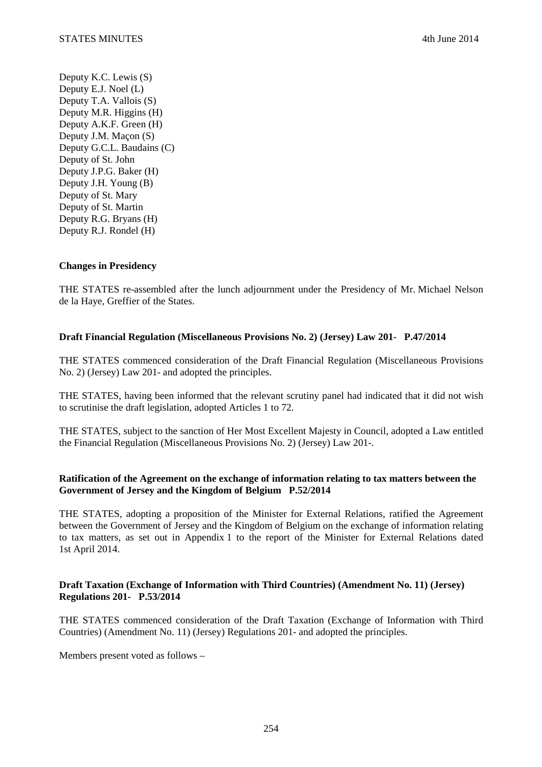Deputy K.C. Lewis (S)
Deputy E.J. Noel (L)
Deputy T.A. Vallois (S)
Deputy M.R. Higgins (H)
Deputy A.K.F. Green (H)
Deputy J.M. Maçon (S)
Deputy G.C.L. Baudains (C)
Deputy of St. John
Deputy J.P.G. Baker (H)
Deputy J.H. Young (B)
Deputy of St. Mary
Deputy of St. Martin
Deputy R.G. Bryans (H)
Deputy R.J. Rondel (H)

**Changes in Presidency**

THE STATES re-assembled after the lunch adjournment under the Presidency of Mr. Michael Nelson de la Haye, Greffier of the States.

**Draft Financial Regulation (Miscellaneous Provisions No. 2) (Jersey) Law 201- P.47/2014**

THE STATES commenced consideration of the Draft Financial Regulation (Miscellaneous Provisions No. 2) (Jersey) Law 201- and adopted the principles.

THE STATES, having been informed that the relevant scrutiny panel had indicated that it did not wish to scrutinise the draft legislation, adopted Articles 1 to 72.

THE STATES, subject to the sanction of Her Most Excellent Majesty in Council, adopted a Law entitled the Financial Regulation (Miscellaneous Provisions No. 2) (Jersey) Law 201-.

**Ratification of the Agreement on the exchange of information relating to tax matters between the Government of Jersey and the Kingdom of Belgium P.52/2014**

THE STATES, adopting a proposition of the Minister for External Relations, ratified the Agreement between the Government of Jersey and the Kingdom of Belgium on the exchange of information relating to tax matters, as set out in Appendix 1 to the report of the Minister for External Relations dated 1st April 2014.

**Draft Taxation (Exchange of Information with Third Countries) (Amendment No. 11) (Jersey) Regulations 201- P.53/2014**

THE STATES commenced consideration of the Draft Taxation (Exchange of Information with Third Countries) (Amendment No. 11) (Jersey) Regulations 201- and adopted the principles.

Members present voted as follows –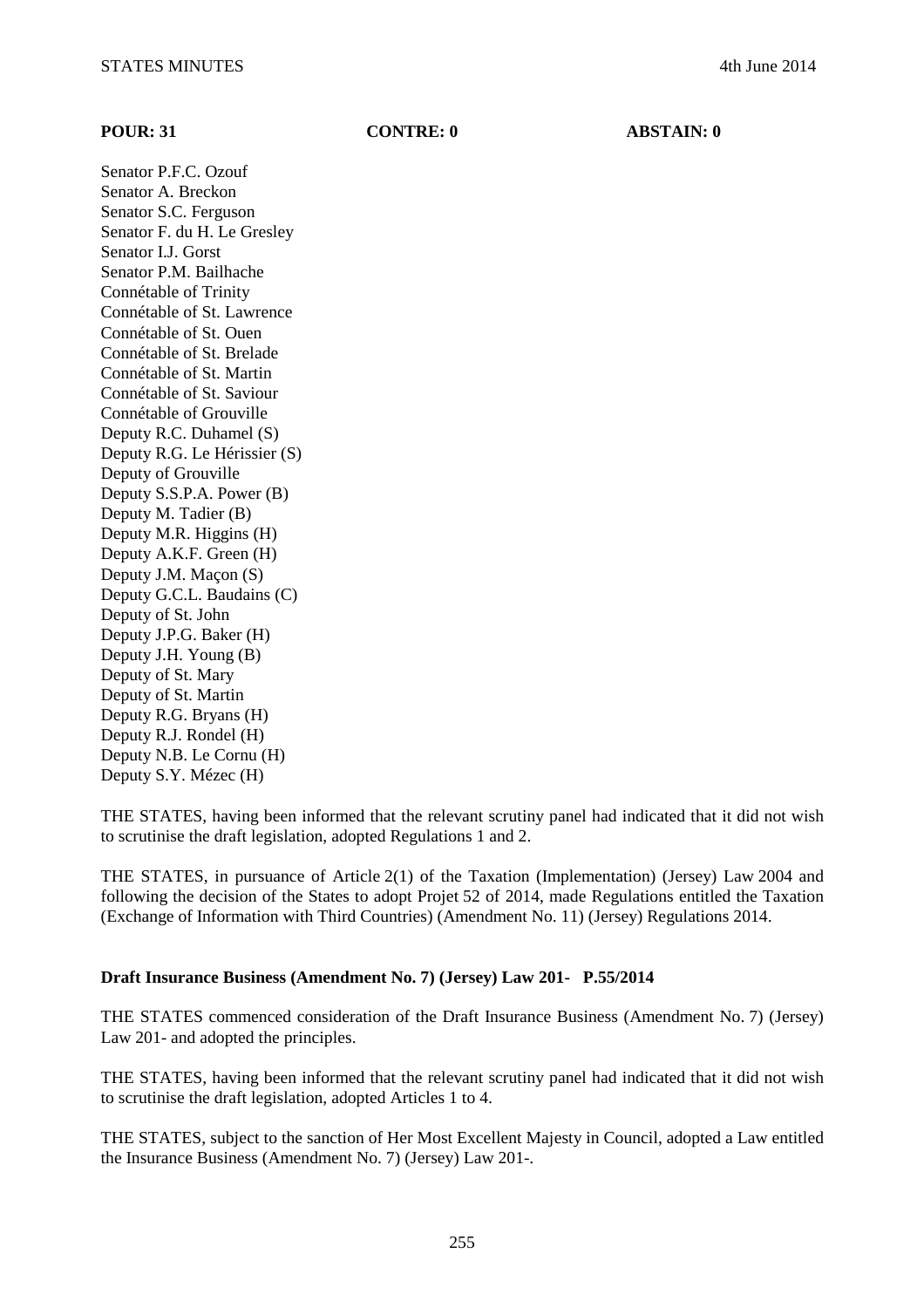**POUR: 31** **CONTRE: 0** **ABSTAIN: 0**

Senator P.F.C. Ozouf
Senator A. Breckon
Senator S.C. Ferguson
Senator F. du H. Le Gresley
Senator I.J. Gorst
Senator P.M. Bailhache
Connétable of Trinity
Connétable of St. Lawrence
Connétable of St. Ouen
Connétable of St. Brelade
Connétable of St. Martin
Connétable of St. Saviour
Connétable of Grouville
Deputy R.C. Duhamel (S)
Deputy R.G. Le Hérissier (S)
Deputy of Grouville
Deputy S.S.P.A. Power (B)
Deputy M. Tadier (B)
Deputy M.R. Higgins (H)
Deputy A.K.F. Green (H)
Deputy J.M. Maçon (S)
Deputy G.C.L. Baudains (C)
Deputy of St. John
Deputy J.P.G. Baker (H)
Deputy J.H. Young (B)
Deputy of St. Mary
Deputy of St. Martin
Deputy R.G. Bryans (H)
Deputy R.J. Rondel (H)
Deputy N.B. Le Cornu (H)
Deputy S.Y. Mézec (H)

THE STATES, having been informed that the relevant scrutiny panel had indicated that it did not wish to scrutinise the draft legislation, adopted Regulations 1 and 2.

THE STATES, in pursuance of Article 2(1) of the Taxation (Implementation) (Jersey) Law 2004 and following the decision of the States to adopt Projet 52 of 2014, made Regulations entitled the Taxation (Exchange of Information with Third Countries) (Amendment No. 11) (Jersey) Regulations 2014.

**Draft Insurance Business (Amendment No. 7) (Jersey) Law 201- P.55/2014**

THE STATES commenced consideration of the Draft Insurance Business (Amendment No. 7) (Jersey) Law 201- and adopted the principles.

THE STATES, having been informed that the relevant scrutiny panel had indicated that it did not wish to scrutinise the draft legislation, adopted Articles 1 to 4.

THE STATES, subject to the sanction of Her Most Excellent Majesty in Council, adopted a Law entitled the Insurance Business (Amendment No. 7) (Jersey) Law 201-.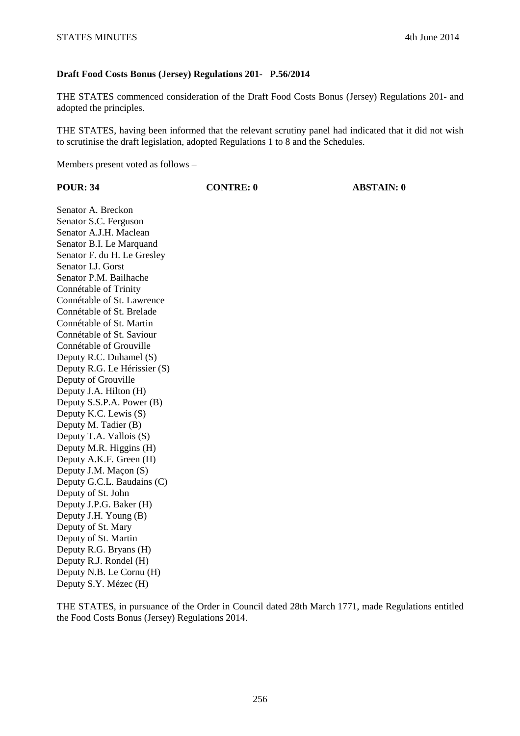**Draft Food Costs Bonus (Jersey) Regulations 201- P.56/2014**

THE STATES commenced consideration of the Draft Food Costs Bonus (Jersey) Regulations 201- and adopted the principles.

THE STATES, having been informed that the relevant scrutiny panel had indicated that it did not wish to scrutinise the draft legislation, adopted Regulations 1 to 8 and the Schedules.

Members present voted as follows –

**POUR: 34** **CONTRE: 0** **ABSTAIN: 0**

Senator A. Breckon
Senator S.C. Ferguson
Senator A.J.H. Maclean
Senator B.I. Le Marquand
Senator F. du H. Le Gresley
Senator I.J. Gorst
Senator P.M. Bailhache
Connétable of Trinity
Connétable of St. Lawrence
Connétable of St. Brelade
Connétable of St. Martin
Connétable of St. Saviour
Connétable of Grouville
Deputy R.C. Duhamel (S)
Deputy R.G. Le Hérissier (S)
Deputy of Grouville
Deputy J.A. Hilton (H)
Deputy S.S.P.A. Power (B)
Deputy K.C. Lewis (S)
Deputy M. Tadier (B)
Deputy T.A. Vallois (S)
Deputy M.R. Higgins (H)
Deputy A.K.F. Green (H)
Deputy J.M. Maçon (S)
Deputy G.C.L. Baudains (C)
Deputy of St. John
Deputy J.P.G. Baker (H)
Deputy J.H. Young (B)
Deputy of St. Mary
Deputy of St. Martin
Deputy R.G. Bryans (H)
Deputy R.J. Rondel (H)
Deputy N.B. Le Cornu (H)
Deputy S.Y. Mézec (H)

THE STATES, in pursuance of the Order in Council dated 28th March 1771, made Regulations entitled the Food Costs Bonus (Jersey) Regulations 2014.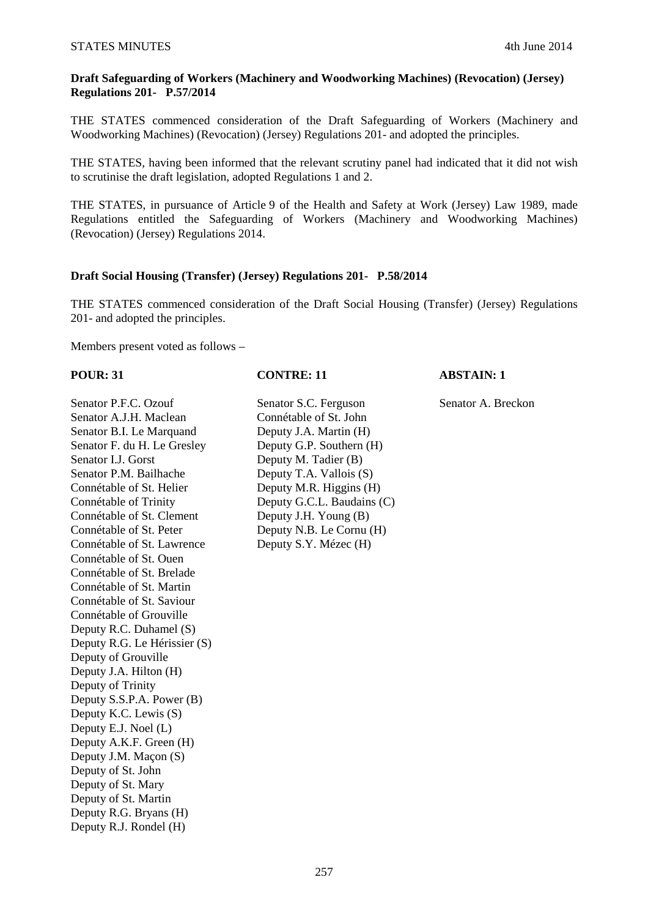**Draft Safeguarding of Workers (Machinery and Woodworking Machines) (Revocation) (Jersey) Regulations 201- P.57/2014**

THE STATES commenced consideration of the Draft Safeguarding of Workers (Machinery and Woodworking Machines) (Revocation) (Jersey) Regulations 201- and adopted the principles.

THE STATES, having been informed that the relevant scrutiny panel had indicated that it did not wish to scrutinise the draft legislation, adopted Regulations 1 and 2.

THE STATES, in pursuance of Article 9 of the Health and Safety at Work (Jersey) Law 1989, made Regulations entitled the Safeguarding of Workers (Machinery and Woodworking Machines) (Revocation) (Jersey) Regulations 2014.

**Draft Social Housing (Transfer) (Jersey) Regulations 201- P.58/2014**

THE STATES commenced consideration of the Draft Social Housing (Transfer) (Jersey) Regulations 201- and adopted the principles.

Members present voted as follows –

| **POUR: 31** | **CONTRE: 11** | **ABSTAIN: 1** |
|---|---|---|
| Senator P.F.C. Ozouf | Senator S.C. Ferguson | Senator A. Breckon |
| Senator A.J.H. Maclean | Connétable of St. John | |
| Senator B.I. Le Marquand | Deputy J.A. Martin (H) | |
| Senator F. du H. Le Gresley | Deputy G.P. Southern (H) | |
| Senator I.J. Gorst | Deputy M. Tadier (B) | |
| Senator P.M. Bailhache | Deputy T.A. Vallois (S) | |
| Connétable of St. Helier | Deputy M.R. Higgins (H) | |
| Connétable of Trinity | Deputy G.C.L. Baudains (C) | |
| Connétable of St. Clement | Deputy J.H. Young (B) | |
| Connétable of St. Peter | Deputy N.B. Le Cornu (H) | |
| Connétable of St. Lawrence | Deputy S.Y. Mézec (H) | |
| Connétable of St. Ouen | | |
| Connétable of St. Brelade | | |
| Connétable of St. Martin | | |
| Connétable of St. Saviour | | |
| Connétable of Grouville | | |
| Deputy R.C. Duhamel (S) | | |
| Deputy R.G. Le Hérissier (S) | | |
| Deputy of Grouville | | |
| Deputy J.A. Hilton (H) | | |
| Deputy of Trinity | | |
| Deputy S.S.P.A. Power (B) | | |
| Deputy K.C. Lewis (S) | | |
| Deputy E.J. Noel (L) | | |
| Deputy A.K.F. Green (H) | | |
| Deputy J.M. Maçon (S) | | |
| Deputy of St. John | | |
| Deputy of St. Mary | | |
| Deputy of St. Martin | | |
| Deputy R.G. Bryans (H) | | |
| Deputy R.J. Rondel (H) | | |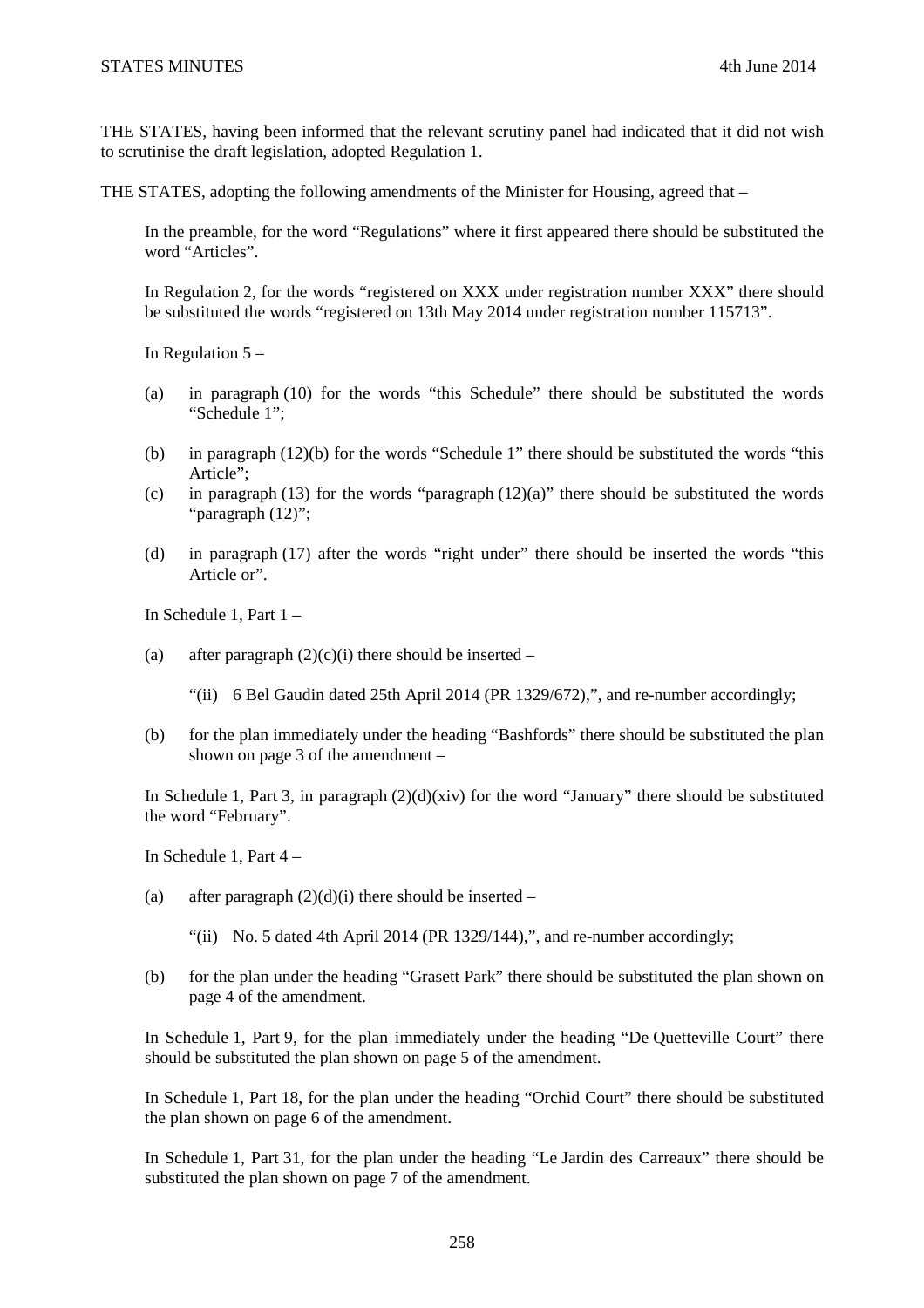THE STATES, having been informed that the relevant scrutiny panel had indicated that it did not wish to scrutinise the draft legislation, adopted Regulation 1.

THE STATES, adopting the following amendments of the Minister for Housing, agreed that –

In the preamble, for the word "Regulations" where it first appeared there should be substituted the word "Articles".

In Regulation 2, for the words "registered on XXX under registration number XXX" there should be substituted the words "registered on 13th May 2014 under registration number 115713".

In Regulation 5 –

(a) in paragraph (10) for the words "this Schedule" there should be substituted the words "Schedule 1";

(b) in paragraph (12)(b) for the words "Schedule 1" there should be substituted the words "this Article";

(c) in paragraph (13) for the words "paragraph (12)(a)" there should be substituted the words "paragraph (12)";

(d) in paragraph (17) after the words "right under" there should be inserted the words "this Article or".

In Schedule 1, Part 1 –

(a) after paragraph (2)(c)(i) there should be inserted –

"(ii) 6 Bel Gaudin dated 25th April 2014 (PR 1329/672),", and re-number accordingly;

(b) for the plan immediately under the heading "Bashfords" there should be substituted the plan shown on page 3 of the amendment –

In Schedule 1, Part 3, in paragraph (2)(d)(xiv) for the word "January" there should be substituted the word "February".

In Schedule 1, Part 4 –

(a) after paragraph (2)(d)(i) there should be inserted –

"(ii) No. 5 dated 4th April 2014 (PR 1329/144),", and re-number accordingly;

(b) for the plan under the heading "Grasett Park" there should be substituted the plan shown on page 4 of the amendment.

In Schedule 1, Part 9, for the plan immediately under the heading "De Quetteville Court" there should be substituted the plan shown on page 5 of the amendment.

In Schedule 1, Part 18, for the plan under the heading "Orchid Court" there should be substituted the plan shown on page 6 of the amendment.

In Schedule 1, Part 31, for the plan under the heading "Le Jardin des Carreaux" there should be substituted the plan shown on page 7 of the amendment.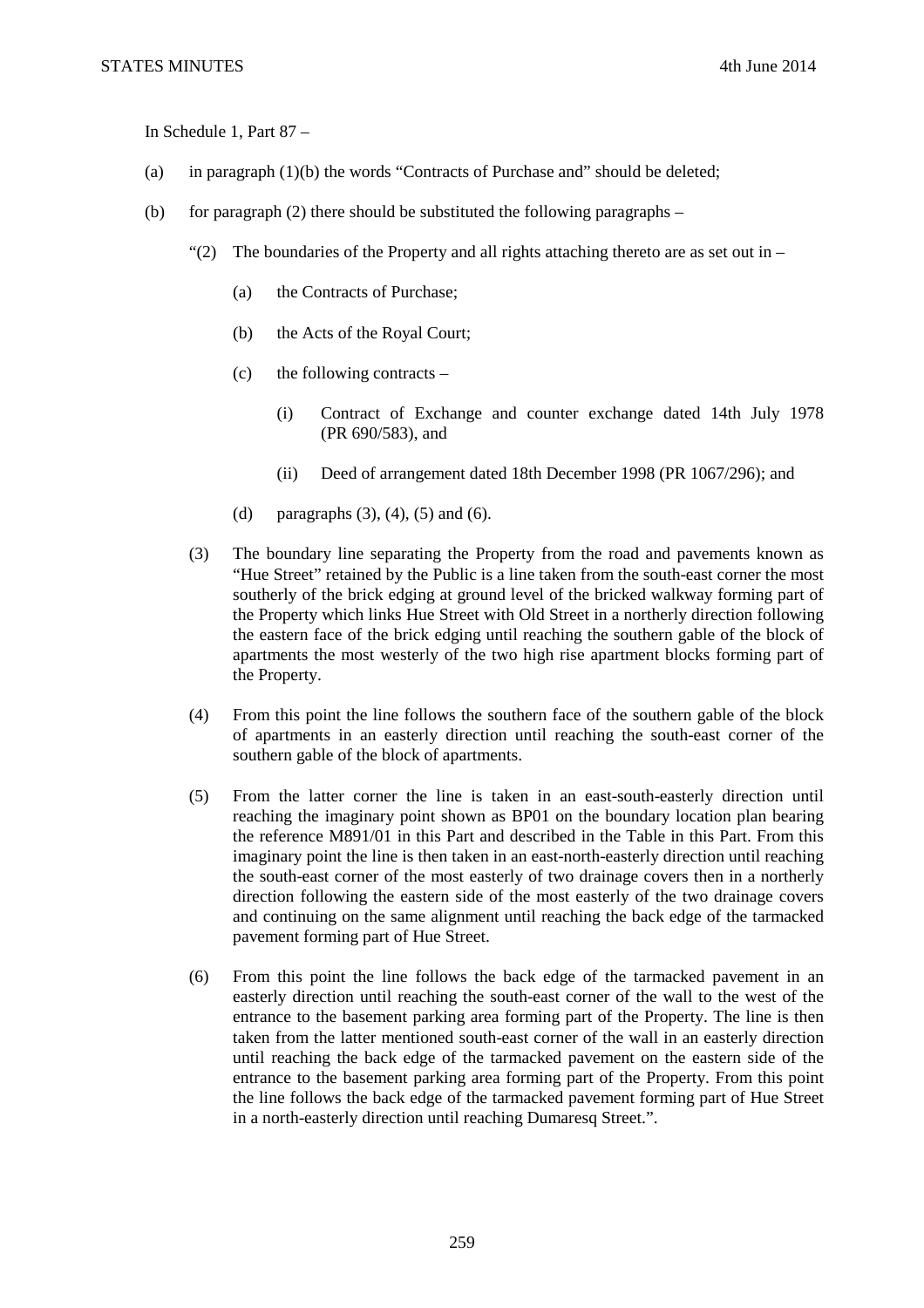In Schedule 1, Part 87 –

(a) in paragraph (1)(b) the words "Contracts of Purchase and" should be deleted;

(b) for paragraph (2) there should be substituted the following paragraphs –

"(2) The boundaries of the Property and all rights attaching thereto are as set out in –

(a) the Contracts of Purchase;

(b) the Acts of the Royal Court;

(c) the following contracts –

(i) Contract of Exchange and counter exchange dated 14th July 1978 (PR 690/583), and

(ii) Deed of arrangement dated 18th December 1998 (PR 1067/296); and

(d) paragraphs (3), (4), (5) and (6).

(3) The boundary line separating the Property from the road and pavements known as "Hue Street" retained by the Public is a line taken from the south-east corner the most southerly of the brick edging at ground level of the bricked walkway forming part of the Property which links Hue Street with Old Street in a northerly direction following the eastern face of the brick edging until reaching the southern gable of the block of apartments the most westerly of the two high rise apartment blocks forming part of the Property.

(4) From this point the line follows the southern face of the southern gable of the block of apartments in an easterly direction until reaching the south-east corner of the southern gable of the block of apartments.

(5) From the latter corner the line is taken in an east-south-easterly direction until reaching the imaginary point shown as BP01 on the boundary location plan bearing the reference M891/01 in this Part and described in the Table in this Part. From this imaginary point the line is then taken in an east-north-easterly direction until reaching the south-east corner of the most easterly of two drainage covers then in a northerly direction following the eastern side of the most easterly of the two drainage covers and continuing on the same alignment until reaching the back edge of the tarmacked pavement forming part of Hue Street.

(6) From this point the line follows the back edge of the tarmacked pavement in an easterly direction until reaching the south-east corner of the wall to the west of the entrance to the basement parking area forming part of the Property. The line is then taken from the latter mentioned south-east corner of the wall in an easterly direction until reaching the back edge of the tarmacked pavement on the eastern side of the entrance to the basement parking area forming part of the Property. From this point the line follows the back edge of the tarmacked pavement forming part of Hue Street in a north-easterly direction until reaching Dumaresq Street.".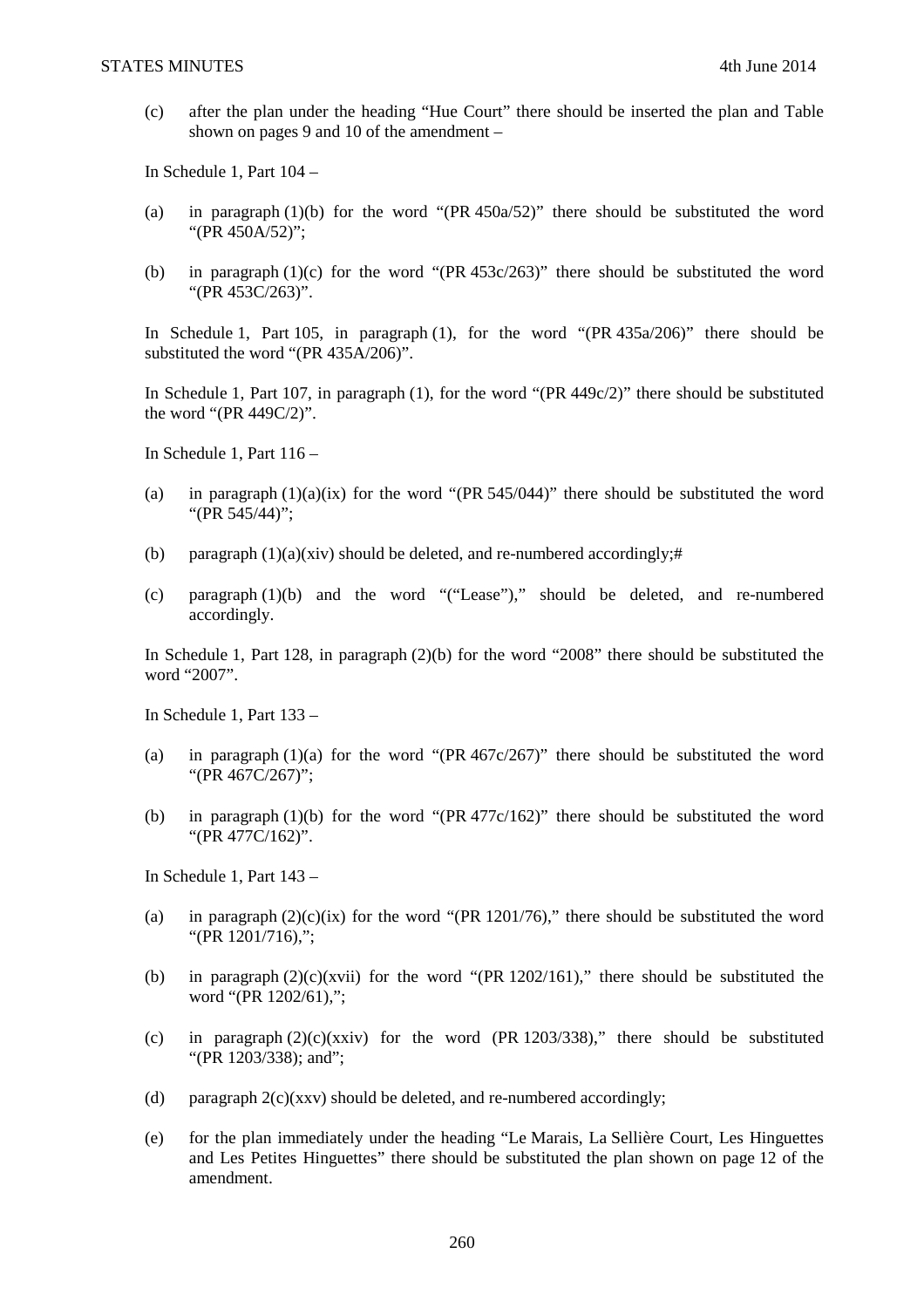(c) after the plan under the heading "Hue Court" there should be inserted the plan and Table shown on pages 9 and 10 of the amendment –

In Schedule 1, Part 104 –

(a) in paragraph (1)(b) for the word "(PR 450a/52)" there should be substituted the word "(PR 450A/52)";

(b) in paragraph (1)(c) for the word "(PR 453c/263)" there should be substituted the word "(PR 453C/263)".

In Schedule 1, Part 105, in paragraph (1), for the word "(PR 435a/206)" there should be substituted the word "(PR 435A/206)".

In Schedule 1, Part 107, in paragraph (1), for the word "(PR 449c/2)" there should be substituted the word "(PR 449C/2)".

In Schedule 1, Part 116 –

(a) in paragraph (1)(a)(ix) for the word "(PR 545/044)" there should be substituted the word "(PR 545/44)";

(b) paragraph (1)(a)(xiv) should be deleted, and re-numbered accordingly;#

(c) paragraph (1)(b) and the word "("Lease")," should be deleted, and re-numbered accordingly.

In Schedule 1, Part 128, in paragraph (2)(b) for the word "2008" there should be substituted the word "2007".

In Schedule 1, Part 133 –

(a) in paragraph (1)(a) for the word "(PR 467c/267)" there should be substituted the word "(PR 467C/267)";

(b) in paragraph (1)(b) for the word "(PR 477c/162)" there should be substituted the word "(PR 477C/162)".

In Schedule 1, Part 143 –

(a) in paragraph (2)(c)(ix) for the word "(PR 1201/76)," there should be substituted the word "(PR 1201/716),";

(b) in paragraph (2)(c)(xvii) for the word "(PR 1202/161)," there should be substituted the word "(PR 1202/61),";

(c) in paragraph (2)(c)(xxiv) for the word (PR 1203/338)," there should be substituted "(PR 1203/338); and";

(d) paragraph 2(c)(xxv) should be deleted, and re-numbered accordingly;

(e) for the plan immediately under the heading "Le Marais, La Sellière Court, Les Hinguettes and Les Petites Hinguettes" there should be substituted the plan shown on page 12 of the amendment.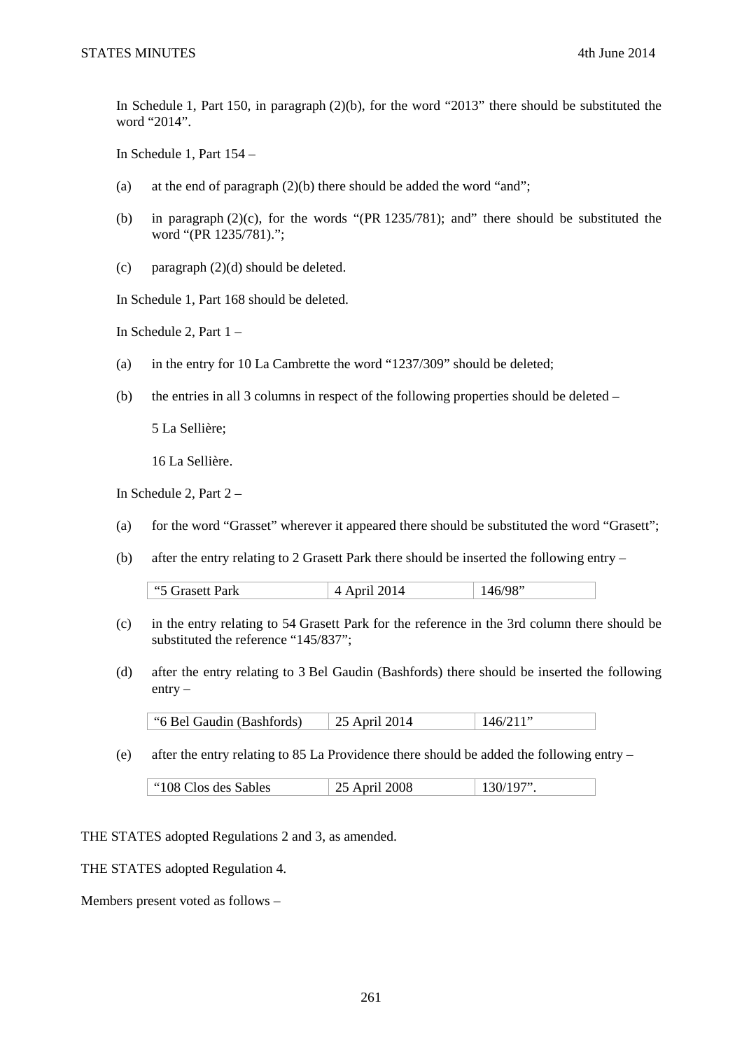In Schedule 1, Part 150, in paragraph (2)(b), for the word “2013” there should be substituted the word “2014”.

In Schedule 1, Part 154 –

(a) at the end of paragraph (2)(b) there should be added the word “and”;

(b) in paragraph (2)(c), for the words “(PR 1235/781); and” there should be substituted the word “(PR 1235/781).”;

(c) paragraph (2)(d) should be deleted.

In Schedule 1, Part 168 should be deleted.

In Schedule 2, Part 1 –

(a) in the entry for 10 La Cambrette the word “1237/309” should be deleted;

(b) the entries in all 3 columns in respect of the following properties should be deleted –

5 La Sellière;

16 La Sellière.

In Schedule 2, Part 2 –

(a) for the word “Grasset” wherever it appeared there should be substituted the word “Grasett”;

(b) after the entry relating to 2 Grasett Park there should be inserted the following entry –

| “5 Grasett Park | 4 April 2014 | 146/98” |
|---|---|---|

(c) in the entry relating to 54 Grasett Park for the reference in the 3rd column there should be substituted the reference “145/837”;

(d) after the entry relating to 3 Bel Gaudin (Bashfords) there should be inserted the following entry –

| “6 Bel Gaudin (Bashfords) | 25 April 2014 | 146/211” |
|---|---|---|

(e) after the entry relating to 85 La Providence there should be added the following entry –

| “108 Clos des Sables | 25 April 2008 | 130/197”. |
|---|---|---|

THE STATES adopted Regulations 2 and 3, as amended.

THE STATES adopted Regulation 4.

Members present voted as follows –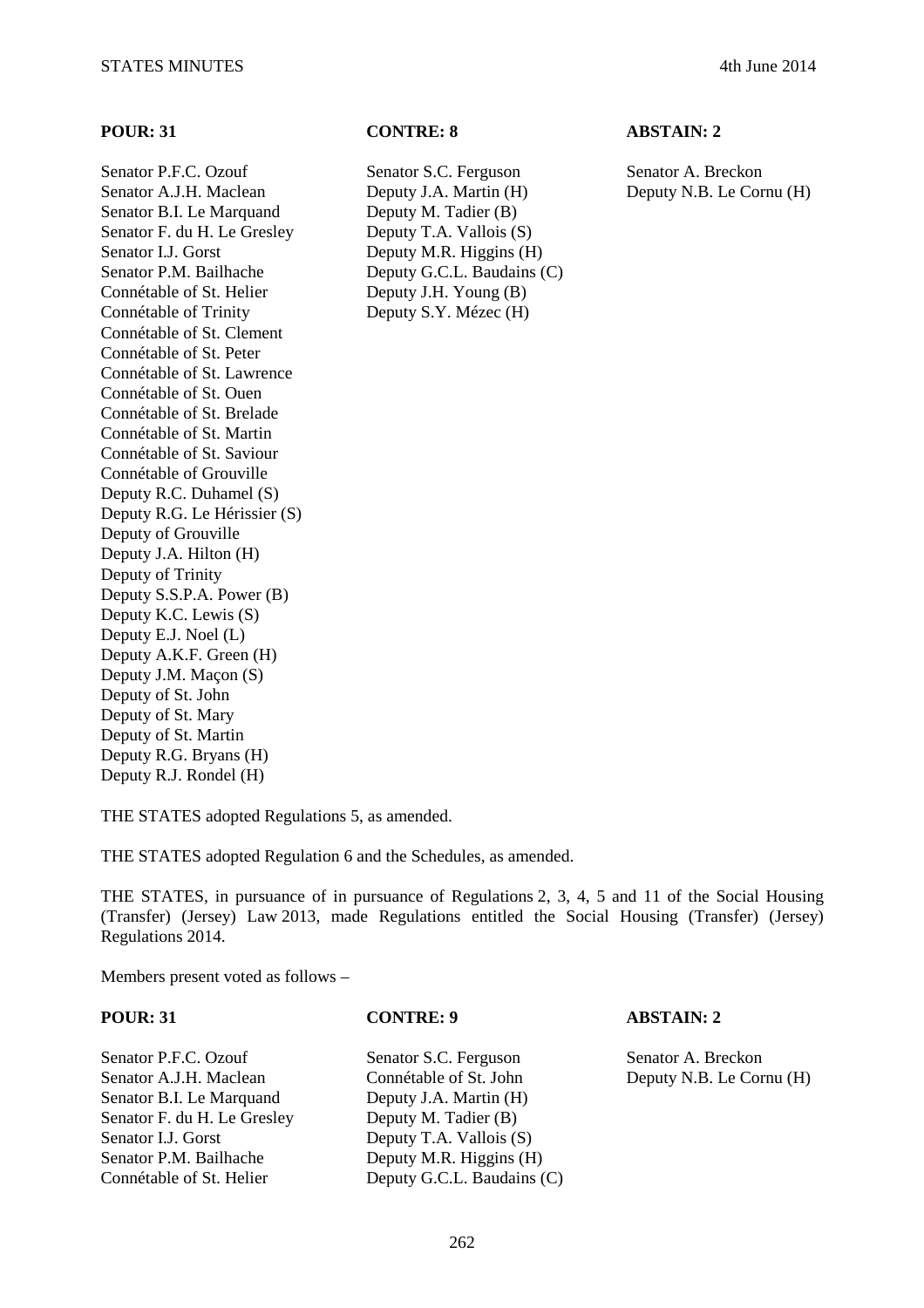| POUR: 31 | CONTRE: 8 | ABSTAIN: 2 |
|---|---|---|
| Senator P.F.C. Ozouf | Senator S.C. Ferguson | Senator A. Breckon |
| Senator A.J.H. Maclean | Deputy J.A. Martin (H) | Deputy N.B. Le Cornu (H) |
| Senator B.I. Le Marquand | Deputy M. Tadier (B) | |
| Senator F. du H. Le Gresley | Deputy T.A. Vallois (S) | |
| Senator I.J. Gorst | Deputy M.R. Higgins (H) | |
| Senator P.M. Bailhache | Deputy G.C.L. Baudains (C) | |
| Connétable of St. Helier | Deputy J.H. Young (B) | |
| Connétable of Trinity | Deputy S.Y. Mézec (H) | |
| Connétable of St. Clement | | |
| Connétable of St. Peter | | |
| Connétable of St. Lawrence | | |
| Connétable of St. Ouen | | |
| Connétable of St. Brelade | | |
| Connétable of St. Martin | | |
| Connétable of St. Saviour | | |
| Connétable of Grouville | | |
| Deputy R.C. Duhamel (S) | | |
| Deputy R.G. Le Hérissier (S) | | |
| Deputy of Grouville | | |
| Deputy J.A. Hilton (H) | | |
| Deputy of Trinity | | |
| Deputy S.S.P.A. Power (B) | | |
| Deputy K.C. Lewis (S) | | |
| Deputy E.J. Noel (L) | | |
| Deputy A.K.F. Green (H) | | |
| Deputy J.M. Maçon (S) | | |
| Deputy of St. John | | |
| Deputy of St. Mary | | |
| Deputy of St. Martin | | |
| Deputy R.G. Bryans (H) | | |
| Deputy R.J. Rondel (H) | | |

THE STATES adopted Regulations 5, as amended.

THE STATES adopted Regulation 6 and the Schedules, as amended.

THE STATES, in pursuance of in pursuance of Regulations 2, 3, 4, 5 and 11 of the Social Housing (Transfer) (Jersey) Law 2013, made Regulations entitled the Social Housing (Transfer) (Jersey) Regulations 2014.

Members present voted as follows –

| POUR: 31 | CONTRE: 9 | ABSTAIN: 2 |
|---|---|---|
| Senator P.F.C. Ozouf | Senator S.C. Ferguson | Senator A. Breckon |
| Senator A.J.H. Maclean | Connétable of St. John | Deputy N.B. Le Cornu (H) |
| Senator B.I. Le Marquand | Deputy J.A. Martin (H) | |
| Senator F. du H. Le Gresley | Deputy M. Tadier (B) | |
| Senator I.J. Gorst | Deputy T.A. Vallois (S) | |
| Senator P.M. Bailhache | Deputy M.R. Higgins (H) | |
| Connétable of St. Helier | Deputy G.C.L. Baudains (C) | |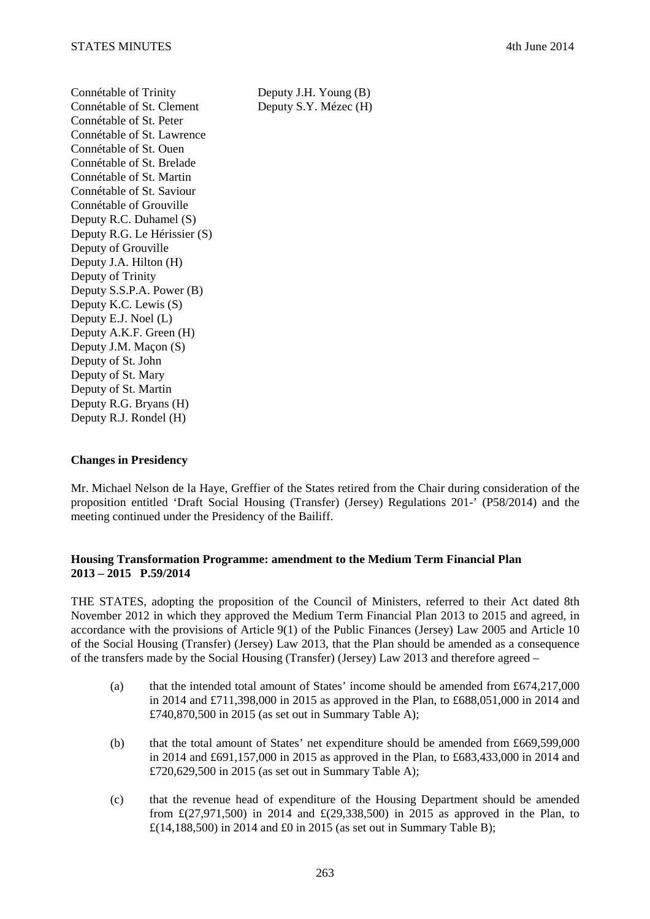Connétable of Trinity
Connétable of St. Clement
Connétable of St. Peter
Connétable of St. Lawrence
Connétable of St. Ouen
Connétable of St. Brelade
Connétable of St. Martin
Connétable of St. Saviour
Connétable of Grouville
Deputy R.C. Duhamel (S)
Deputy R.G. Le Hérissier (S)
Deputy of Grouville
Deputy J.A. Hilton (H)
Deputy of Trinity
Deputy S.S.P.A. Power (B)
Deputy K.C. Lewis (S)
Deputy E.J. Noel (L)
Deputy A.K.F. Green (H)
Deputy J.M. Maçon (S)
Deputy of St. John
Deputy of St. Mary
Deputy of St. Martin
Deputy R.G. Bryans (H)
Deputy R.J. Rondel (H)
Deputy J.H. Young (B)
Deputy S.Y. Mézec (H)

**Changes in Presidency**

Mr. Michael Nelson de la Haye, Greffier of the States retired from the Chair during consideration of the proposition entitled 'Draft Social Housing (Transfer) (Jersey) Regulations 201-' (P58/2014) and the meeting continued under the Presidency of the Bailiff.

**Housing Transformation Programme: amendment to the Medium Term Financial Plan 2013 – 2015 P.59/2014**

THE STATES, adopting the proposition of the Council of Ministers, referred to their Act dated 8th November 2012 in which they approved the Medium Term Financial Plan 2013 to 2015 and agreed, in accordance with the provisions of Article 9(1) of the Public Finances (Jersey) Law 2005 and Article 10 of the Social Housing (Transfer) (Jersey) Law 2013, that the Plan should be amended as a consequence of the transfers made by the Social Housing (Transfer) (Jersey) Law 2013 and therefore agreed –

(a) that the intended total amount of States' income should be amended from £674,217,000 in 2014 and £711,398,000 in 2015 as approved in the Plan, to £688,051,000 in 2014 and £740,870,500 in 2015 (as set out in Summary Table A);

(b) that the total amount of States' net expenditure should be amended from £669,599,000 in 2014 and £691,157,000 in 2015 as approved in the Plan, to £683,433,000 in 2014 and £720,629,500 in 2015 (as set out in Summary Table A);

(c) that the revenue head of expenditure of the Housing Department should be amended from £(27,971,500) in 2014 and £(29,338,500) in 2015 as approved in the Plan, to £(14,188,500) in 2014 and £0 in 2015 (as set out in Summary Table B);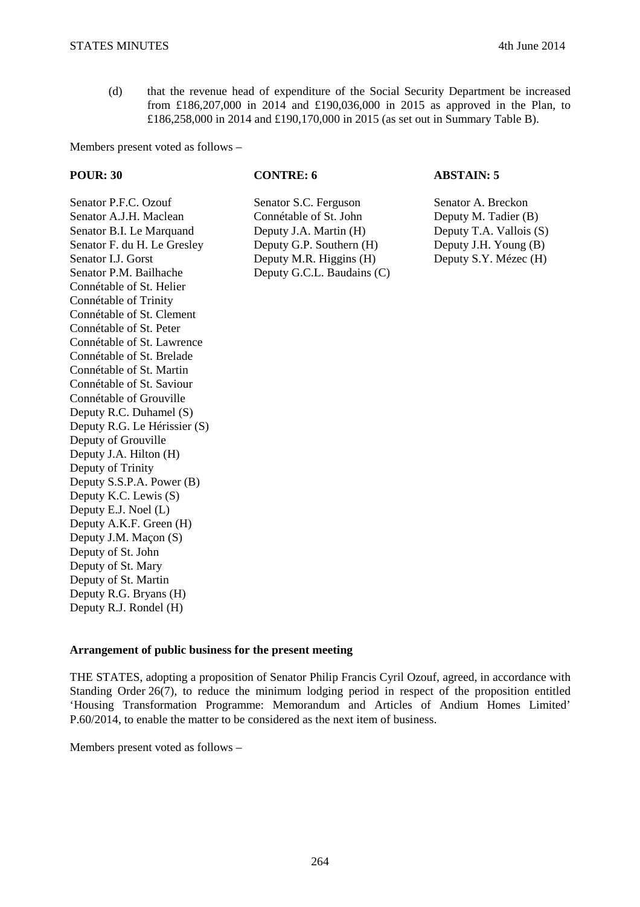(d) that the revenue head of expenditure of the Social Security Department be increased from £186,207,000 in 2014 and £190,036,000 in 2015 as approved in the Plan, to £186,258,000 in 2014 and £190,170,000 in 2015 (as set out in Summary Table B).

Members present voted as follows –

| POUR: 30 | CONTRE: 6 | ABSTAIN: 5 |
|---|---|---|
| Senator P.F.C. Ozouf | Senator S.C. Ferguson | Senator A. Breckon |
| Senator A.J.H. Maclean | Connétable of St. John | Deputy M. Tadier (B) |
| Senator B.I. Le Marquand | Deputy J.A. Martin (H) | Deputy T.A. Vallois (S) |
| Senator F. du H. Le Gresley | Deputy G.P. Southern (H) | Deputy J.H. Young (B) |
| Senator I.J. Gorst | Deputy M.R. Higgins (H) | Deputy S.Y. Mézec (H) |
| Senator P.M. Bailhache | Deputy G.C.L. Baudains (C) | |
| Connétable of St. Helier | | |
| Connétable of Trinity | | |
| Connétable of St. Clement | | |
| Connétable of St. Peter | | |
| Connétable of St. Lawrence | | |
| Connétable of St. Brelade | | |
| Connétable of St. Martin | | |
| Connétable of St. Saviour | | |
| Connétable of Grouville | | |
| Deputy R.C. Duhamel (S) | | |
| Deputy R.G. Le Hérissier (S) | | |
| Deputy of Grouville | | |
| Deputy J.A. Hilton (H) | | |
| Deputy of Trinity | | |
| Deputy S.S.P.A. Power (B) | | |
| Deputy K.C. Lewis (S) | | |
| Deputy E.J. Noel (L) | | |
| Deputy A.K.F. Green (H) | | |
| Deputy J.M. Maçon (S) | | |
| Deputy of St. John | | |
| Deputy of St. Mary | | |
| Deputy of St. Martin | | |
| Deputy R.G. Bryans (H) | | |
| Deputy R.J. Rondel (H) | | |

**Arrangement of public business for the present meeting**

THE STATES, adopting a proposition of Senator Philip Francis Cyril Ozouf, agreed, in accordance with Standing Order 26(7), to reduce the minimum lodging period in respect of the proposition entitled 'Housing Transformation Programme: Memorandum and Articles of Andium Homes Limited' P.60/2014, to enable the matter to be considered as the next item of business.

Members present voted as follows –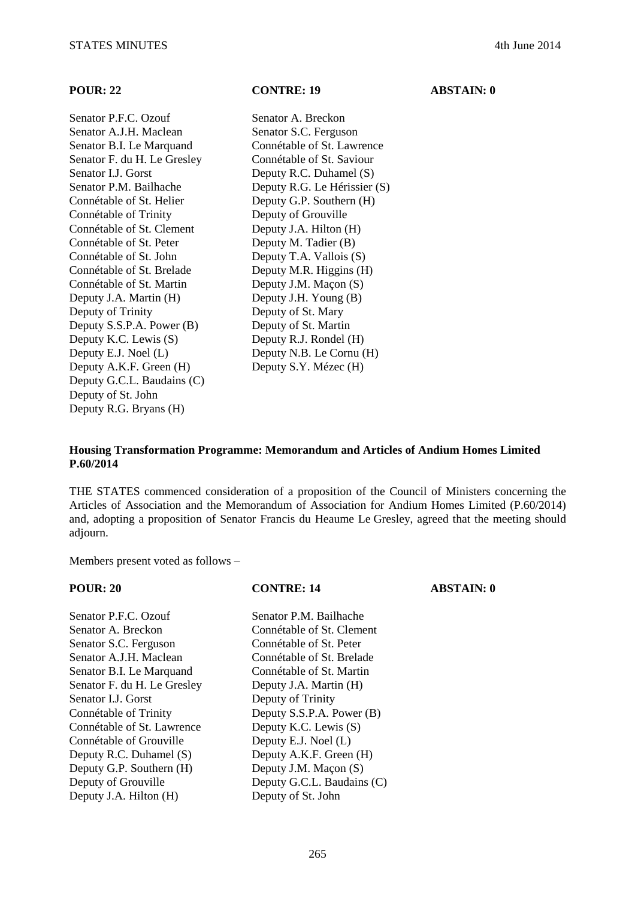| POUR: 22 | CONTRE: 19 | ABSTAIN: 0 |
| --- | --- | --- |
| Senator P.F.C. Ozouf | Senator A. Breckon | |
| Senator A.J.H. Maclean | Senator S.C. Ferguson | |
| Senator B.I. Le Marquand | Connétable of St. Lawrence | |
| Senator F. du H. Le Gresley | Connétable of St. Saviour | |
| Senator I.J. Gorst | Deputy R.C. Duhamel (S) | |
| Senator P.M. Bailhache | Deputy R.G. Le Hérissier (S) | |
| Connétable of St. Helier | Deputy G.P. Southern (H) | |
| Connétable of Trinity | Deputy of Grouville | |
| Connétable of St. Clement | Deputy J.A. Hilton (H) | |
| Connétable of St. Peter | Deputy M. Tadier (B) | |
| Connétable of St. John | Deputy T.A. Vallois (S) | |
| Connétable of St. Brelade | Deputy M.R. Higgins (H) | |
| Connétable of St. Martin | Deputy J.M. Maçon (S) | |
| Deputy J.A. Martin (H) | Deputy J.H. Young (B) | |
| Deputy of Trinity | Deputy of St. Mary | |
| Deputy S.S.P.A. Power (B) | Deputy of St. Martin | |
| Deputy K.C. Lewis (S) | Deputy R.J. Rondel (H) | |
| Deputy E.J. Noel (L) | Deputy N.B. Le Cornu (H) | |
| Deputy A.K.F. Green (H) | Deputy S.Y. Mézec (H) | |
| Deputy G.C.L. Baudains (C) | | |
| Deputy of St. John | | |
| Deputy R.G. Bryans (H) | | |

**Housing Transformation Programme: Memorandum and Articles of Andium Homes Limited P.60/2014**

THE STATES commenced consideration of a proposition of the Council of Ministers concerning the Articles of Association and the Memorandum of Association for Andium Homes Limited (P.60/2014) and, adopting a proposition of Senator Francis du Heaume Le Gresley, agreed that the meeting should adjourn.

Members present voted as follows –

| POUR: 20 | CONTRE: 14 | ABSTAIN: 0 |
| --- | --- | --- |
| Senator P.F.C. Ozouf | Senator P.M. Bailhache | |
| Senator A. Breckon | Connétable of St. Clement | |
| Senator S.C. Ferguson | Connétable of St. Peter | |
| Senator A.J.H. Maclean | Connétable of St. Brelade | |
| Senator B.I. Le Marquand | Connétable of St. Martin | |
| Senator F. du H. Le Gresley | Deputy J.A. Martin (H) | |
| Senator I.J. Gorst | Deputy of Trinity | |
| Connétable of Trinity | Deputy S.S.P.A. Power (B) | |
| Connétable of St. Lawrence | Deputy K.C. Lewis (S) | |
| Connétable of Grouville | Deputy E.J. Noel (L) | |
| Deputy R.C. Duhamel (S) | Deputy A.K.F. Green (H) | |
| Deputy G.P. Southern (H) | Deputy J.M. Maçon (S) | |
| Deputy of Grouville | Deputy G.C.L. Baudains (C) | |
| Deputy J.A. Hilton (H) | Deputy of St. John | |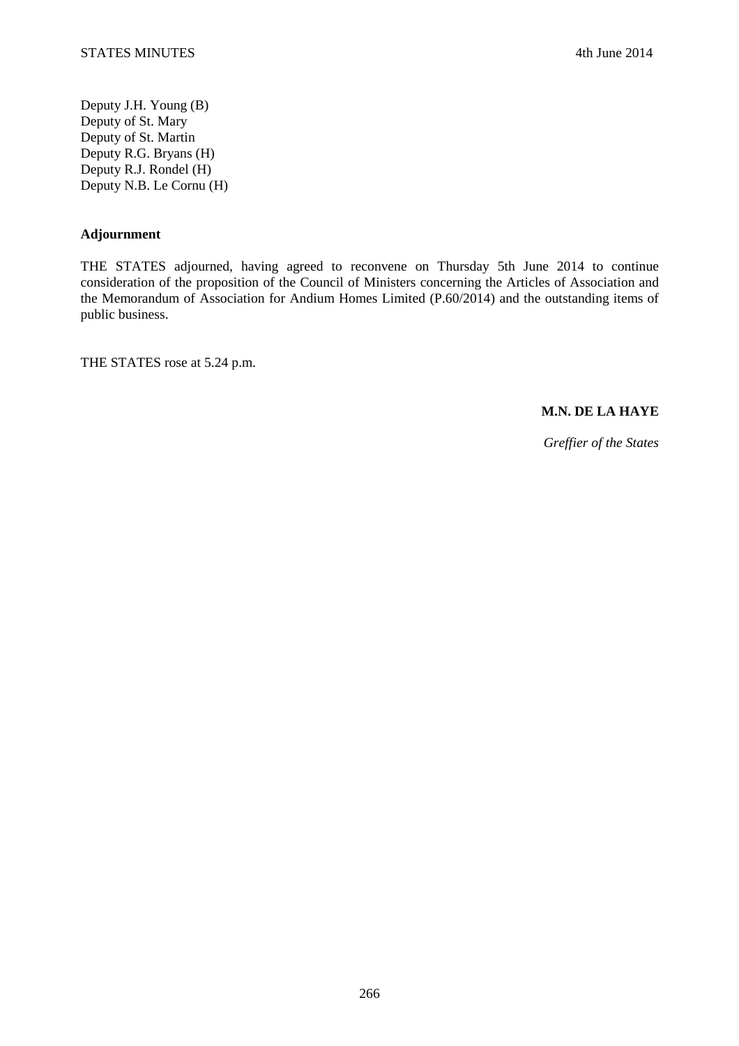Deputy J.H. Young (B)
Deputy of St. Mary
Deputy of St. Martin
Deputy R.G. Bryans (H)
Deputy R.J. Rondel (H)
Deputy N.B. Le Cornu (H)

**Adjournment**

THE STATES adjourned, having agreed to reconvene on Thursday 5th June 2014 to continue consideration of the proposition of the Council of Ministers concerning the Articles of Association and the Memorandum of Association for Andium Homes Limited (P.60/2014) and the outstanding items of public business.

THE STATES rose at 5.24 p.m.

**M.N. DE LA HAYE**

*Greffier of the States*